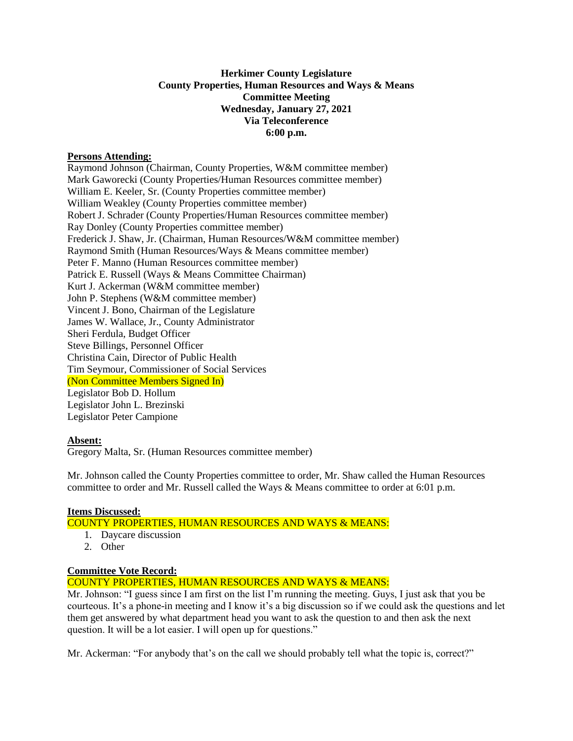**Herkimer County Legislature**
**County Properties, Human Resources and Ways & Means**
**Committee Meeting**
**Wednesday, January 27, 2021**
**Via Teleconference**
**6:00 p.m.**

**Persons Attending:**

Raymond Johnson (Chairman, County Properties, W&M committee member)
Mark Gaworecki (County Properties/Human Resources committee member)
William E. Keeler, Sr. (County Properties committee member)
William Weakley (County Properties committee member)
Robert J. Schrader (County Properties/Human Resources committee member)
Ray Donley (County Properties committee member)
Frederick J. Shaw, Jr. (Chairman, Human Resources/W&M committee member)
Raymond Smith (Human Resources/Ways & Means committee member)
Peter F. Manno (Human Resources committee member)
Patrick E. Russell (Ways & Means Committee Chairman)
Kurt J. Ackerman (W&M committee member)
John P. Stephens (W&M committee member)
Vincent J. Bono, Chairman of the Legislature
James W. Wallace, Jr., County Administrator
Sheri Ferdula, Budget Officer
Steve Billings, Personnel Officer
Christina Cain, Director of Public Health
Tim Seymour, Commissioner of Social Services
(Non Committee Members Signed In)
Legislator Bob D. Hollum
Legislator John L. Brezinski
Legislator Peter Campione

**Absent:**

Gregory Malta, Sr. (Human Resources committee member)

Mr. Johnson called the County Properties committee to order, Mr. Shaw called the Human Resources committee to order and Mr. Russell called the Ways & Means committee to order at 6:01 p.m.

**Items Discussed:**

COUNTY PROPERTIES, HUMAN RESOURCES AND WAYS & MEANS:

1. Daycare discussion
2. Other

**Committee Vote Record:**

COUNTY PROPERTIES, HUMAN RESOURCES AND WAYS & MEANS:

Mr. Johnson: "I guess since I am first on the list I'm running the meeting. Guys, I just ask that you be courteous. It's a phone-in meeting and I know it's a big discussion so if we could ask the questions and let them get answered by what department head you want to ask the question to and then ask the next question. It will be a lot easier. I will open up for questions."

Mr. Ackerman: "For anybody that's on the call we should probably tell what the topic is, correct?"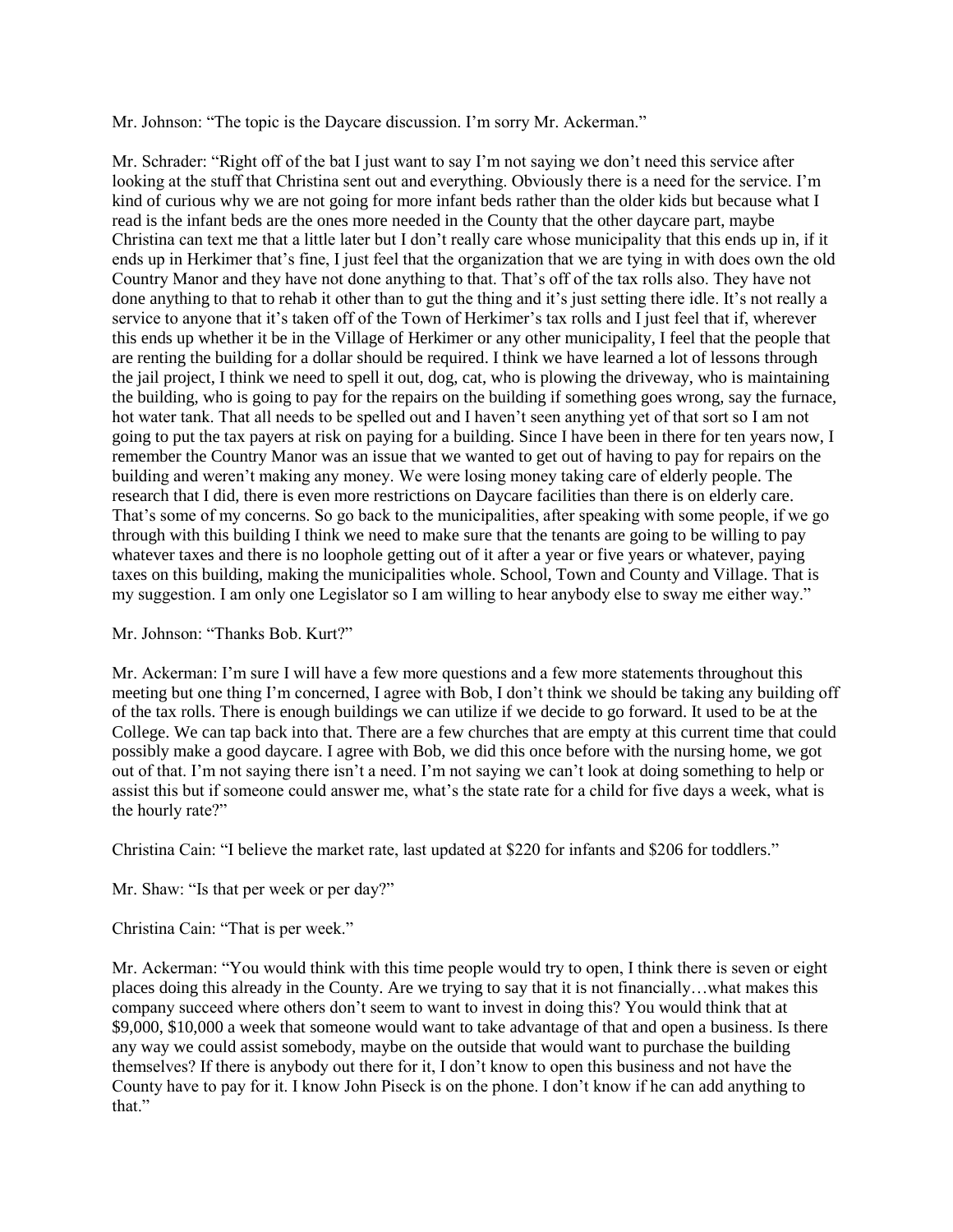Mr. Johnson: "The topic is the Daycare discussion. I'm sorry Mr. Ackerman."

Mr. Schrader: "Right off of the bat I just want to say I'm not saying we don't need this service after looking at the stuff that Christina sent out and everything. Obviously there is a need for the service. I'm kind of curious why we are not going for more infant beds rather than the older kids but because what I read is the infant beds are the ones more needed in the County that the other daycare part, maybe Christina can text me that a little later but I don't really care whose municipality that this ends up in, if it ends up in Herkimer that's fine, I just feel that the organization that we are tying in with does own the old Country Manor and they have not done anything to that. That's off of the tax rolls also. They have not done anything to that to rehab it other than to gut the thing and it's just setting there idle. It's not really a service to anyone that it's taken off of the Town of Herkimer's tax rolls and I just feel that if, wherever this ends up whether it be in the Village of Herkimer or any other municipality, I feel that the people that are renting the building for a dollar should be required. I think we have learned a lot of lessons through the jail project, I think we need to spell it out, dog, cat, who is plowing the driveway, who is maintaining the building, who is going to pay for the repairs on the building if something goes wrong, say the furnace, hot water tank. That all needs to be spelled out and I haven't seen anything yet of that sort so I am not going to put the tax payers at risk on paying for a building. Since I have been in there for ten years now, I remember the Country Manor was an issue that we wanted to get out of having to pay for repairs on the building and weren't making any money. We were losing money taking care of elderly people. The research that I did, there is even more restrictions on Daycare facilities than there is on elderly care. That's some of my concerns. So go back to the municipalities, after speaking with some people, if we go through with this building I think we need to make sure that the tenants are going to be willing to pay whatever taxes and there is no loophole getting out of it after a year or five years or whatever, paying taxes on this building, making the municipalities whole. School, Town and County and Village. That is my suggestion. I am only one Legislator so I am willing to hear anybody else to sway me either way."

Mr. Johnson: "Thanks Bob. Kurt?"

Mr. Ackerman: I'm sure I will have a few more questions and a few more statements throughout this meeting but one thing I'm concerned, I agree with Bob, I don't think we should be taking any building off of the tax rolls. There is enough buildings we can utilize if we decide to go forward. It used to be at the College. We can tap back into that. There are a few churches that are empty at this current time that could possibly make a good daycare. I agree with Bob, we did this once before with the nursing home, we got out of that. I'm not saying there isn't a need. I'm not saying we can't look at doing something to help or assist this but if someone could answer me, what's the state rate for a child for five days a week, what is the hourly rate?"

Christina Cain: "I believe the market rate, last updated at $220 for infants and $206 for toddlers."

Mr. Shaw: "Is that per week or per day?"

Christina Cain: "That is per week."

Mr. Ackerman: "You would think with this time people would try to open, I think there is seven or eight places doing this already in the County. Are we trying to say that it is not financially…what makes this company succeed where others don't seem to want to invest in doing this? You would think that at $9,000, $10,000 a week that someone would want to take advantage of that and open a business. Is there any way we could assist somebody, maybe on the outside that would want to purchase the building themselves? If there is anybody out there for it, I don't know to open this business and not have the County have to pay for it. I know John Piseck is on the phone. I don't know if he can add anything to that."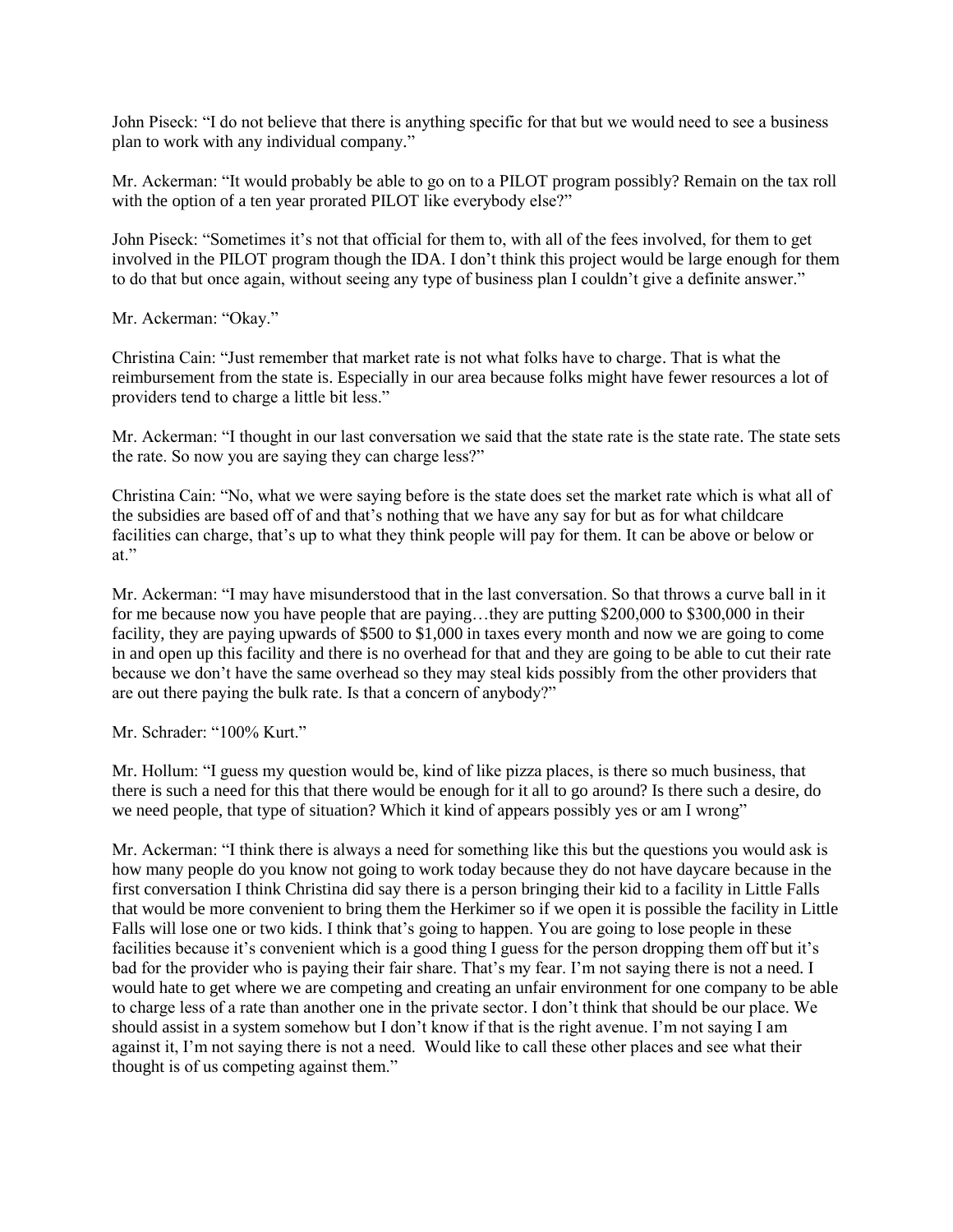John Piseck: "I do not believe that there is anything specific for that but we would need to see a business plan to work with any individual company."

Mr. Ackerman: "It would probably be able to go on to a PILOT program possibly? Remain on the tax roll with the option of a ten year prorated PILOT like everybody else?"

John Piseck: "Sometimes it's not that official for them to, with all of the fees involved, for them to get involved in the PILOT program though the IDA. I don't think this project would be large enough for them to do that but once again, without seeing any type of business plan I couldn't give a definite answer."

Mr. Ackerman: "Okay."

Christina Cain: "Just remember that market rate is not what folks have to charge. That is what the reimbursement from the state is. Especially in our area because folks might have fewer resources a lot of providers tend to charge a little bit less."

Mr. Ackerman: "I thought in our last conversation we said that the state rate is the state rate. The state sets the rate. So now you are saying they can charge less?"

Christina Cain: "No, what we were saying before is the state does set the market rate which is what all of the subsidies are based off of and that's nothing that we have any say for but as for what childcare facilities can charge, that's up to what they think people will pay for them. It can be above or below or at."

Mr. Ackerman: "I may have misunderstood that in the last conversation. So that throws a curve ball in it for me because now you have people that are paying…they are putting $200,000 to $300,000 in their facility, they are paying upwards of $500 to $1,000 in taxes every month and now we are going to come in and open up this facility and there is no overhead for that and they are going to be able to cut their rate because we don't have the same overhead so they may steal kids possibly from the other providers that are out there paying the bulk rate. Is that a concern of anybody?"

Mr. Schrader: "100% Kurt."

Mr. Hollum: "I guess my question would be, kind of like pizza places, is there so much business, that there is such a need for this that there would be enough for it all to go around? Is there such a desire, do we need people, that type of situation? Which it kind of appears possibly yes or am I wrong"

Mr. Ackerman: "I think there is always a need for something like this but the questions you would ask is how many people do you know not going to work today because they do not have daycare because in the first conversation I think Christina did say there is a person bringing their kid to a facility in Little Falls that would be more convenient to bring them the Herkimer so if we open it is possible the facility in Little Falls will lose one or two kids. I think that's going to happen. You are going to lose people in these facilities because it's convenient which is a good thing I guess for the person dropping them off but it's bad for the provider who is paying their fair share. That's my fear. I'm not saying there is not a need. I would hate to get where we are competing and creating an unfair environment for one company to be able to charge less of a rate than another one in the private sector. I don't think that should be our place. We should assist in a system somehow but I don't know if that is the right avenue. I'm not saying I am against it, I'm not saying there is not a need. Would like to call these other places and see what their thought is of us competing against them."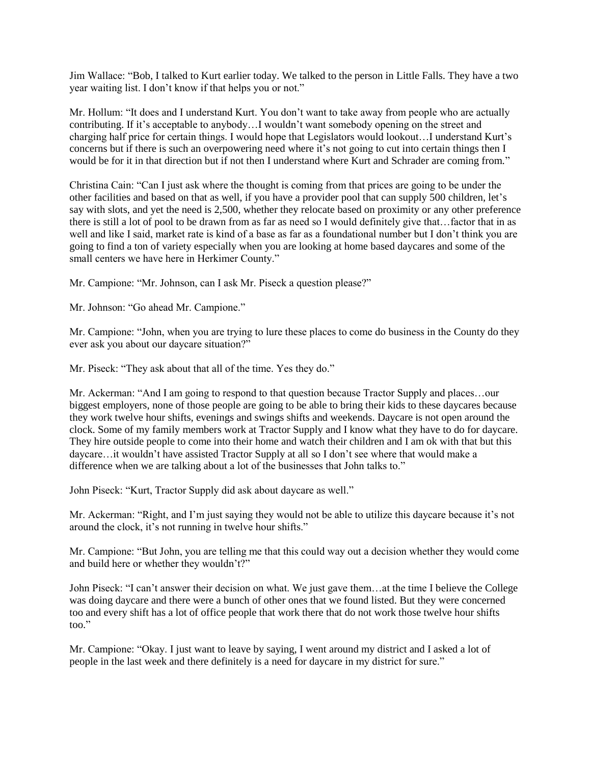Jim Wallace: "Bob, I talked to Kurt earlier today. We talked to the person in Little Falls. They have a two year waiting list. I don't know if that helps you or not."

Mr. Hollum: "It does and I understand Kurt. You don't want to take away from people who are actually contributing. If it's acceptable to anybody…I wouldn't want somebody opening on the street and charging half price for certain things. I would hope that Legislators would lookout…I understand Kurt's concerns but if there is such an overpowering need where it's not going to cut into certain things then I would be for it in that direction but if not then I understand where Kurt and Schrader are coming from."

Christina Cain: "Can I just ask where the thought is coming from that prices are going to be under the other facilities and based on that as well, if you have a provider pool that can supply 500 children, let's say with slots, and yet the need is 2,500, whether they relocate based on proximity or any other preference there is still a lot of pool to be drawn from as far as need so I would definitely give that…factor that in as well and like I said, market rate is kind of a base as far as a foundational number but I don't think you are going to find a ton of variety especially when you are looking at home based daycares and some of the small centers we have here in Herkimer County."

Mr. Campione: "Mr. Johnson, can I ask Mr. Piseck a question please?"

Mr. Johnson: "Go ahead Mr. Campione."

Mr. Campione: "John, when you are trying to lure these places to come do business in the County do they ever ask you about our daycare situation?"

Mr. Piseck: "They ask about that all of the time. Yes they do."

Mr. Ackerman: "And I am going to respond to that question because Tractor Supply and places…our biggest employers, none of those people are going to be able to bring their kids to these daycares because they work twelve hour shifts, evenings and swings shifts and weekends. Daycare is not open around the clock. Some of my family members work at Tractor Supply and I know what they have to do for daycare. They hire outside people to come into their home and watch their children and I am ok with that but this daycare…it wouldn't have assisted Tractor Supply at all so I don't see where that would make a difference when we are talking about a lot of the businesses that John talks to."

John Piseck: "Kurt, Tractor Supply did ask about daycare as well."

Mr. Ackerman: "Right, and I'm just saying they would not be able to utilize this daycare because it's not around the clock, it's not running in twelve hour shifts."

Mr. Campione: "But John, you are telling me that this could way out a decision whether they would come and build here or whether they wouldn't?"

John Piseck: "I can't answer their decision on what. We just gave them…at the time I believe the College was doing daycare and there were a bunch of other ones that we found listed. But they were concerned too and every shift has a lot of office people that work there that do not work those twelve hour shifts too."

Mr. Campione: "Okay. I just want to leave by saying, I went around my district and I asked a lot of people in the last week and there definitely is a need for daycare in my district for sure."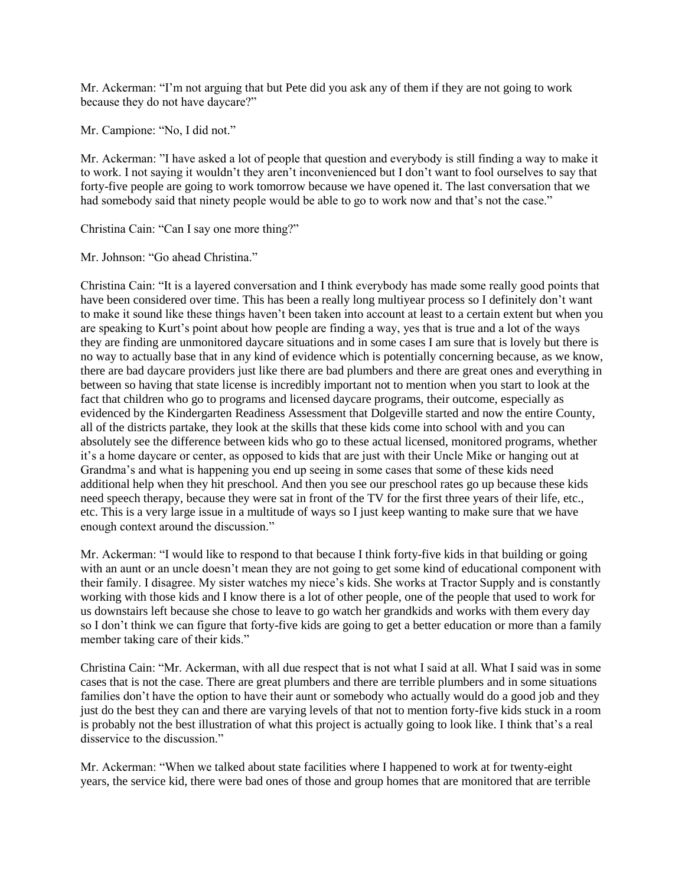Mr. Ackerman: "I'm not arguing that but Pete did you ask any of them if they are not going to work because they do not have daycare?"

Mr. Campione: "No, I did not."

Mr. Ackerman: "I have asked a lot of people that question and everybody is still finding a way to make it to work. I not saying it wouldn't they aren't inconvenienced but I don't want to fool ourselves to say that forty-five people are going to work tomorrow because we have opened it. The last conversation that we had somebody said that ninety people would be able to go to work now and that's not the case."

Christina Cain: "Can I say one more thing?"

Mr. Johnson: "Go ahead Christina."

Christina Cain: "It is a layered conversation and I think everybody has made some really good points that have been considered over time. This has been a really long multiyear process so I definitely don't want to make it sound like these things haven't been taken into account at least to a certain extent but when you are speaking to Kurt's point about how people are finding a way, yes that is true and a lot of the ways they are finding are unmonitored daycare situations and in some cases I am sure that is lovely but there is no way to actually base that in any kind of evidence which is potentially concerning because, as we know, there are bad daycare providers just like there are bad plumbers and there are great ones and everything in between so having that state license is incredibly important not to mention when you start to look at the fact that children who go to programs and licensed daycare programs, their outcome, especially as evidenced by the Kindergarten Readiness Assessment that Dolgeville started and now the entire County, all of the districts partake, they look at the skills that these kids come into school with and you can absolutely see the difference between kids who go to these actual licensed, monitored programs, whether it's a home daycare or center, as opposed to kids that are just with their Uncle Mike or hanging out at Grandma's and what is happening you end up seeing in some cases that some of these kids need additional help when they hit preschool. And then you see our preschool rates go up because these kids need speech therapy, because they were sat in front of the TV for the first three years of their life, etc., etc. This is a very large issue in a multitude of ways so I just keep wanting to make sure that we have enough context around the discussion."

Mr. Ackerman: "I would like to respond to that because I think forty-five kids in that building or going with an aunt or an uncle doesn't mean they are not going to get some kind of educational component with their family. I disagree. My sister watches my niece's kids. She works at Tractor Supply and is constantly working with those kids and I know there is a lot of other people, one of the people that used to work for us downstairs left because she chose to leave to go watch her grandkids and works with them every day so I don't think we can figure that forty-five kids are going to get a better education or more than a family member taking care of their kids."

Christina Cain: "Mr. Ackerman, with all due respect that is not what I said at all. What I said was in some cases that is not the case. There are great plumbers and there are terrible plumbers and in some situations families don't have the option to have their aunt or somebody who actually would do a good job and they just do the best they can and there are varying levels of that not to mention forty-five kids stuck in a room is probably not the best illustration of what this project is actually going to look like. I think that's a real disservice to the discussion."

Mr. Ackerman: "When we talked about state facilities where I happened to work at for twenty-eight years, the service kid, there were bad ones of those and group homes that are monitored that are terrible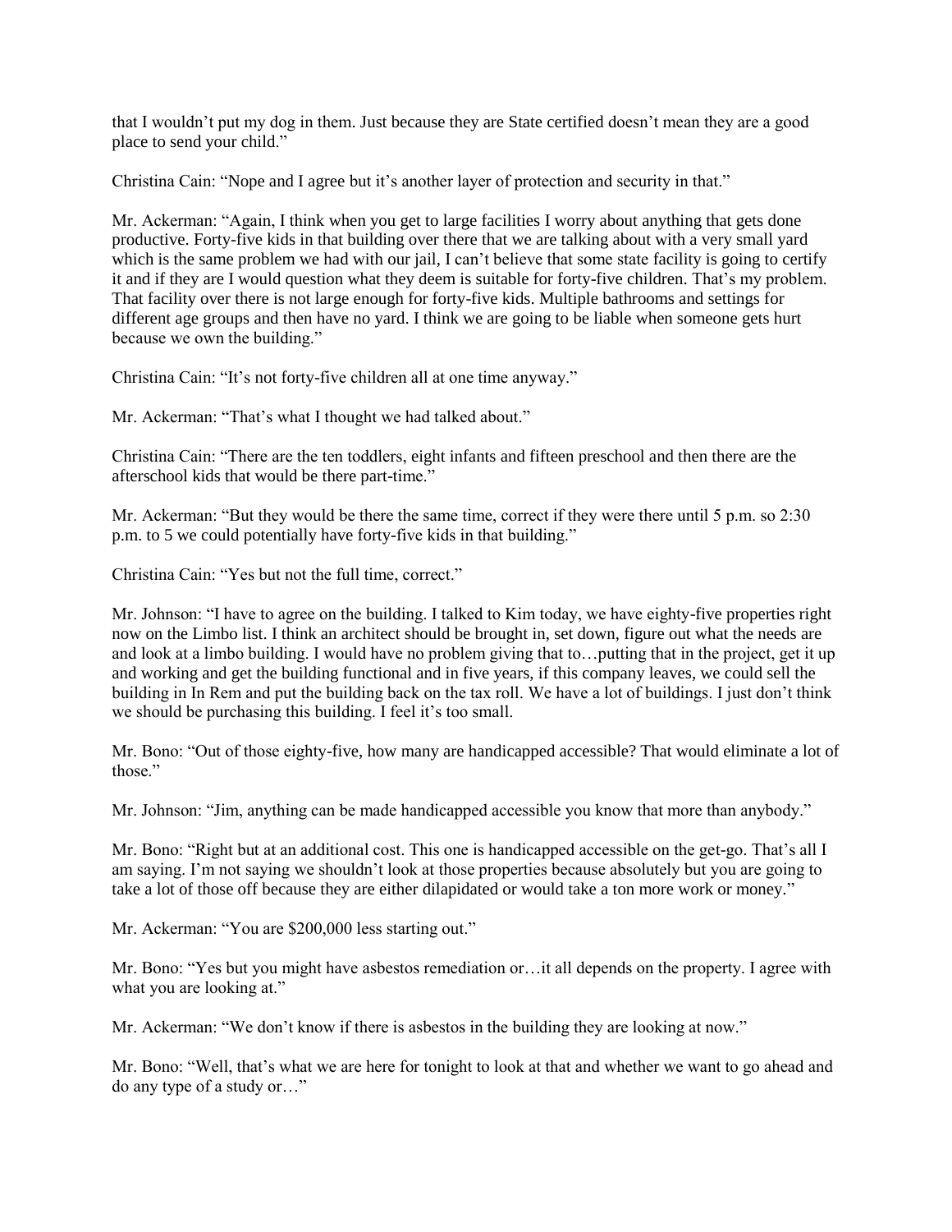that I wouldn't put my dog in them. Just because they are State certified doesn't mean they are a good place to send your child."

Christina Cain: "Nope and I agree but it's another layer of protection and security in that."

Mr. Ackerman: "Again, I think when you get to large facilities I worry about anything that gets done productive. Forty-five kids in that building over there that we are talking about with a very small yard which is the same problem we had with our jail, I can't believe that some state facility is going to certify it and if they are I would question what they deem is suitable for forty-five children. That's my problem. That facility over there is not large enough for forty-five kids. Multiple bathrooms and settings for different age groups and then have no yard. I think we are going to be liable when someone gets hurt because we own the building."

Christina Cain: "It's not forty-five children all at one time anyway."

Mr. Ackerman: "That's what I thought we had talked about."

Christina Cain: "There are the ten toddlers, eight infants and fifteen preschool and then there are the afterschool kids that would be there part-time."

Mr. Ackerman: "But they would be there the same time, correct if they were there until 5 p.m. so 2:30 p.m. to 5 we could potentially have forty-five kids in that building."

Christina Cain: "Yes but not the full time, correct."

Mr. Johnson: "I have to agree on the building. I talked to Kim today, we have eighty-five properties right now on the Limbo list. I think an architect should be brought in, set down, figure out what the needs are and look at a limbo building. I would have no problem giving that to…putting that in the project, get it up and working and get the building functional and in five years, if this company leaves, we could sell the building in In Rem and put the building back on the tax roll. We have a lot of buildings. I just don't think we should be purchasing this building. I feel it's too small.

Mr. Bono: "Out of those eighty-five, how many are handicapped accessible? That would eliminate a lot of those."

Mr. Johnson: "Jim, anything can be made handicapped accessible you know that more than anybody."

Mr. Bono: "Right but at an additional cost. This one is handicapped accessible on the get-go. That's all I am saying. I'm not saying we shouldn't look at those properties because absolutely but you are going to take a lot of those off because they are either dilapidated or would take a ton more work or money."

Mr. Ackerman: "You are $200,000 less starting out."

Mr. Bono: "Yes but you might have asbestos remediation or…it all depends on the property. I agree with what you are looking at."

Mr. Ackerman: "We don't know if there is asbestos in the building they are looking at now."

Mr. Bono: "Well, that's what we are here for tonight to look at that and whether we want to go ahead and do any type of a study or…"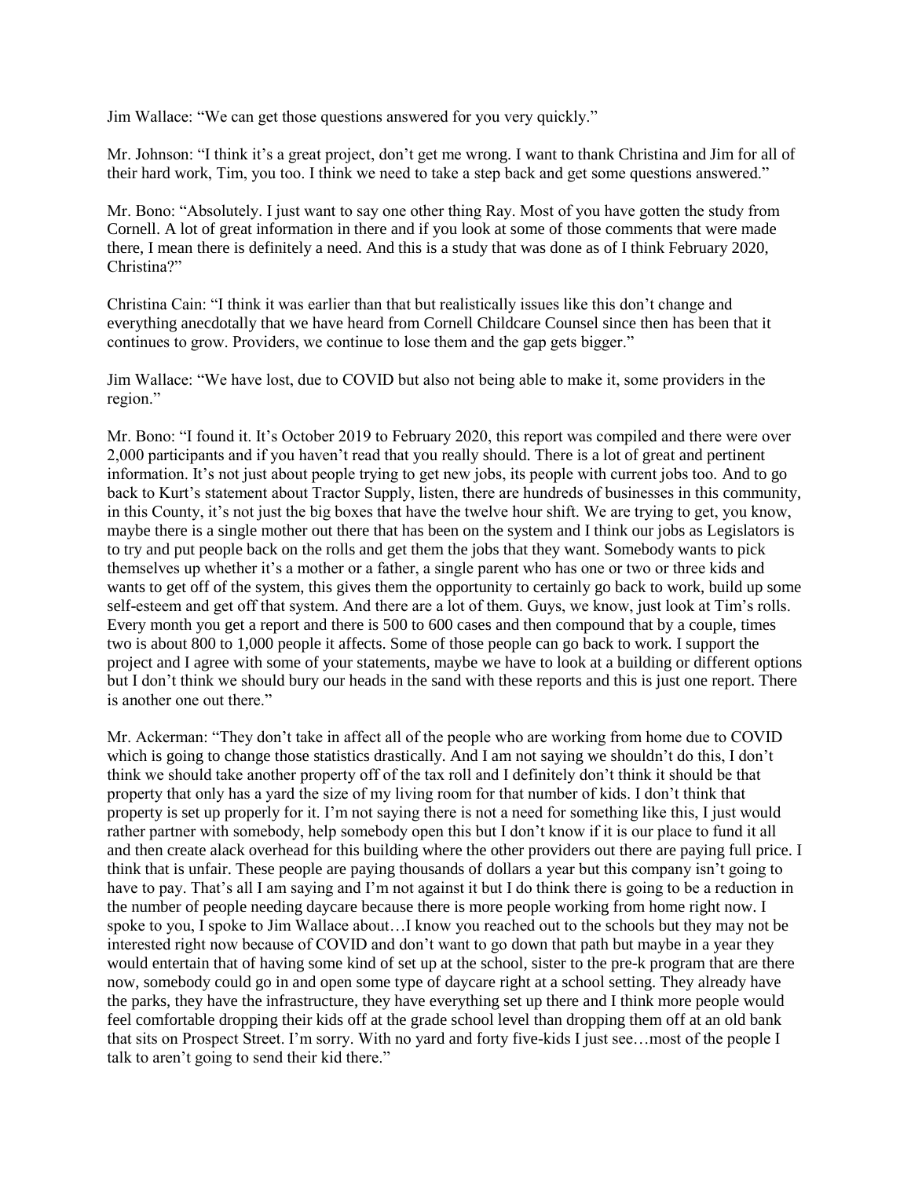Jim Wallace: "We can get those questions answered for you very quickly."

Mr. Johnson: "I think it's a great project, don't get me wrong. I want to thank Christina and Jim for all of their hard work, Tim, you too. I think we need to take a step back and get some questions answered."

Mr. Bono: "Absolutely. I just want to say one other thing Ray. Most of you have gotten the study from Cornell. A lot of great information in there and if you look at some of those comments that were made there, I mean there is definitely a need. And this is a study that was done as of I think February 2020, Christina?"

Christina Cain: "I think it was earlier than that but realistically issues like this don't change and everything anecdotally that we have heard from Cornell Childcare Counsel since then has been that it continues to grow. Providers, we continue to lose them and the gap gets bigger."

Jim Wallace: "We have lost, due to COVID but also not being able to make it, some providers in the region."

Mr. Bono: "I found it. It's October 2019 to February 2020, this report was compiled and there were over 2,000 participants and if you haven't read that you really should. There is a lot of great and pertinent information. It's not just about people trying to get new jobs, its people with current jobs too. And to go back to Kurt's statement about Tractor Supply, listen, there are hundreds of businesses in this community, in this County, it's not just the big boxes that have the twelve hour shift. We are trying to get, you know, maybe there is a single mother out there that has been on the system and I think our jobs as Legislators is to try and put people back on the rolls and get them the jobs that they want. Somebody wants to pick themselves up whether it's a mother or a father, a single parent who has one or two or three kids and wants to get off of the system, this gives them the opportunity to certainly go back to work, build up some self-esteem and get off that system. And there are a lot of them. Guys, we know, just look at Tim's rolls. Every month you get a report and there is 500 to 600 cases and then compound that by a couple, times two is about 800 to 1,000 people it affects. Some of those people can go back to work. I support the project and I agree with some of your statements, maybe we have to look at a building or different options but I don't think we should bury our heads in the sand with these reports and this is just one report. There is another one out there."

Mr. Ackerman: "They don't take in affect all of the people who are working from home due to COVID which is going to change those statistics drastically. And I am not saying we shouldn't do this, I don't think we should take another property off of the tax roll and I definitely don't think it should be that property that only has a yard the size of my living room for that number of kids. I don't think that property is set up properly for it. I'm not saying there is not a need for something like this, I just would rather partner with somebody, help somebody open this but I don't know if it is our place to fund it all and then create alack overhead for this building where the other providers out there are paying full price. I think that is unfair. These people are paying thousands of dollars a year but this company isn't going to have to pay. That's all I am saying and I'm not against it but I do think there is going to be a reduction in the number of people needing daycare because there is more people working from home right now. I spoke to you, I spoke to Jim Wallace about…I know you reached out to the schools but they may not be interested right now because of COVID and don't want to go down that path but maybe in a year they would entertain that of having some kind of set up at the school, sister to the pre-k program that are there now, somebody could go in and open some type of daycare right at a school setting. They already have the parks, they have the infrastructure, they have everything set up there and I think more people would feel comfortable dropping their kids off at the grade school level than dropping them off at an old bank that sits on Prospect Street. I'm sorry. With no yard and forty five-kids I just see…most of the people I talk to aren't going to send their kid there."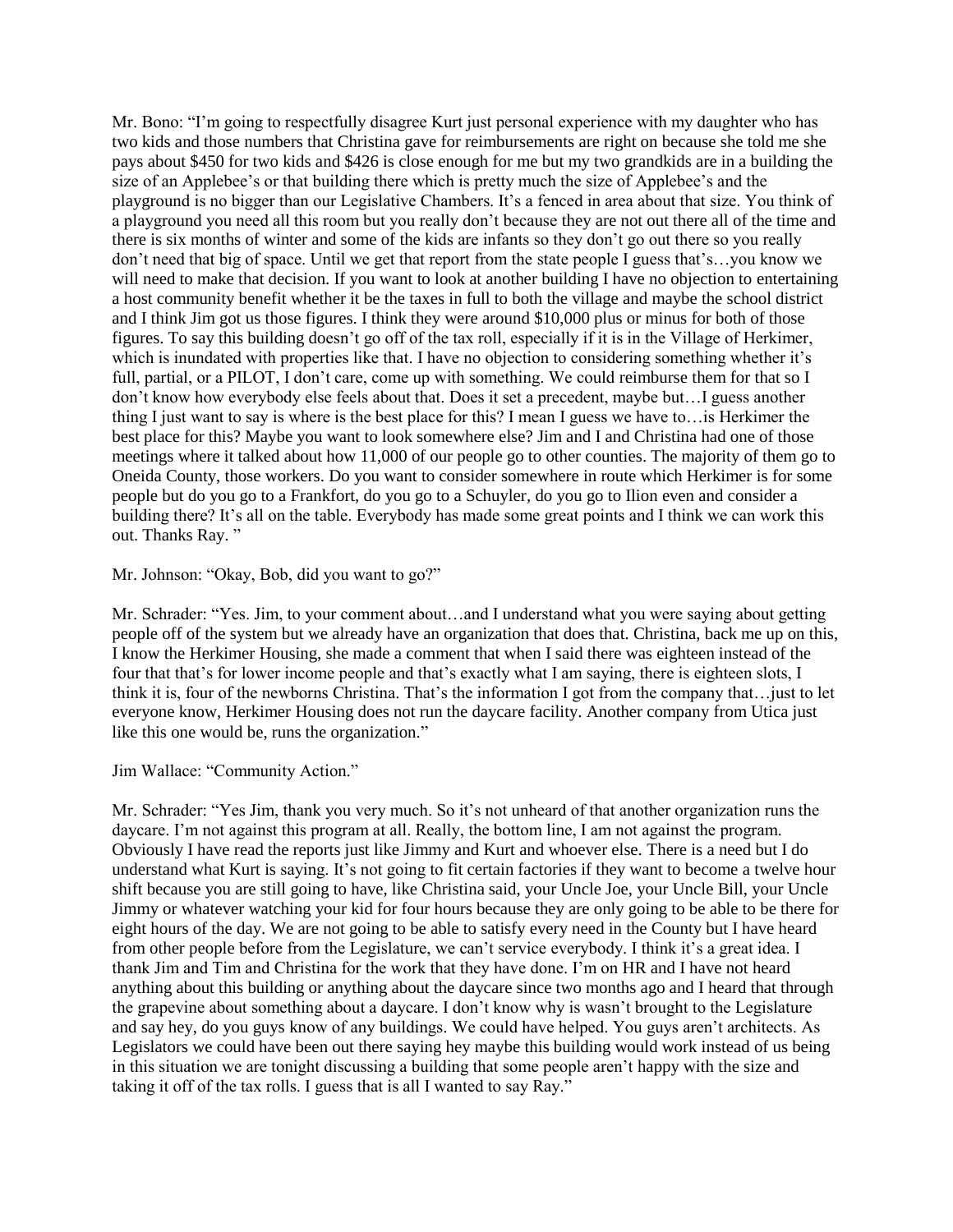Mr. Bono: "I'm going to respectfully disagree Kurt just personal experience with my daughter who has two kids and those numbers that Christina gave for reimbursements are right on because she told me she pays about $450 for two kids and $426 is close enough for me but my two grandkids are in a building the size of an Applebee's or that building there which is pretty much the size of Applebee's and the playground is no bigger than our Legislative Chambers. It's a fenced in area about that size. You think of a playground you need all this room but you really don't because they are not out there all of the time and there is six months of winter and some of the kids are infants so they don't go out there so you really don't need that big of space. Until we get that report from the state people I guess that's…you know we will need to make that decision. If you want to look at another building I have no objection to entertaining a host community benefit whether it be the taxes in full to both the village and maybe the school district and I think Jim got us those figures. I think they were around $10,000 plus or minus for both of those figures. To say this building doesn't go off of the tax roll, especially if it is in the Village of Herkimer, which is inundated with properties like that. I have no objection to considering something whether it's full, partial, or a PILOT, I don't care, come up with something. We could reimburse them for that so I don't know how everybody else feels about that. Does it set a precedent, maybe but…I guess another thing I just want to say is where is the best place for this? I mean I guess we have to…is Herkimer the best place for this? Maybe you want to look somewhere else? Jim and I and Christina had one of those meetings where it talked about how 11,000 of our people go to other counties. The majority of them go to Oneida County, those workers. Do you want to consider somewhere in route which Herkimer is for some people but do you go to a Frankfort, do you go to a Schuyler, do you go to Ilion even and consider a building there? It's all on the table. Everybody has made some great points and I think we can work this out. Thanks Ray. "

Mr. Johnson: "Okay, Bob, did you want to go?"

Mr. Schrader: "Yes. Jim, to your comment about…and I understand what you were saying about getting people off of the system but we already have an organization that does that. Christina, back me up on this, I know the Herkimer Housing, she made a comment that when I said there was eighteen instead of the four that that's for lower income people and that's exactly what I am saying, there is eighteen slots, I think it is, four of the newborns Christina. That's the information I got from the company that…just to let everyone know, Herkimer Housing does not run the daycare facility. Another company from Utica just like this one would be, runs the organization."

Jim Wallace: "Community Action."

Mr. Schrader: "Yes Jim, thank you very much. So it's not unheard of that another organization runs the daycare. I'm not against this program at all. Really, the bottom line, I am not against the program. Obviously I have read the reports just like Jimmy and Kurt and whoever else. There is a need but I do understand what Kurt is saying. It's not going to fit certain factories if they want to become a twelve hour shift because you are still going to have, like Christina said, your Uncle Joe, your Uncle Bill, your Uncle Jimmy or whatever watching your kid for four hours because they are only going to be able to be there for eight hours of the day. We are not going to be able to satisfy every need in the County but I have heard from other people before from the Legislature, we can't service everybody. I think it's a great idea. I thank Jim and Tim and Christina for the work that they have done. I'm on HR and I have not heard anything about this building or anything about the daycare since two months ago and I heard that through the grapevine about something about a daycare. I don't know why is wasn't brought to the Legislature and say hey, do you guys know of any buildings. We could have helped. You guys aren't architects. As Legislators we could have been out there saying hey maybe this building would work instead of us being in this situation we are tonight discussing a building that some people aren't happy with the size and taking it off of the tax rolls. I guess that is all I wanted to say Ray."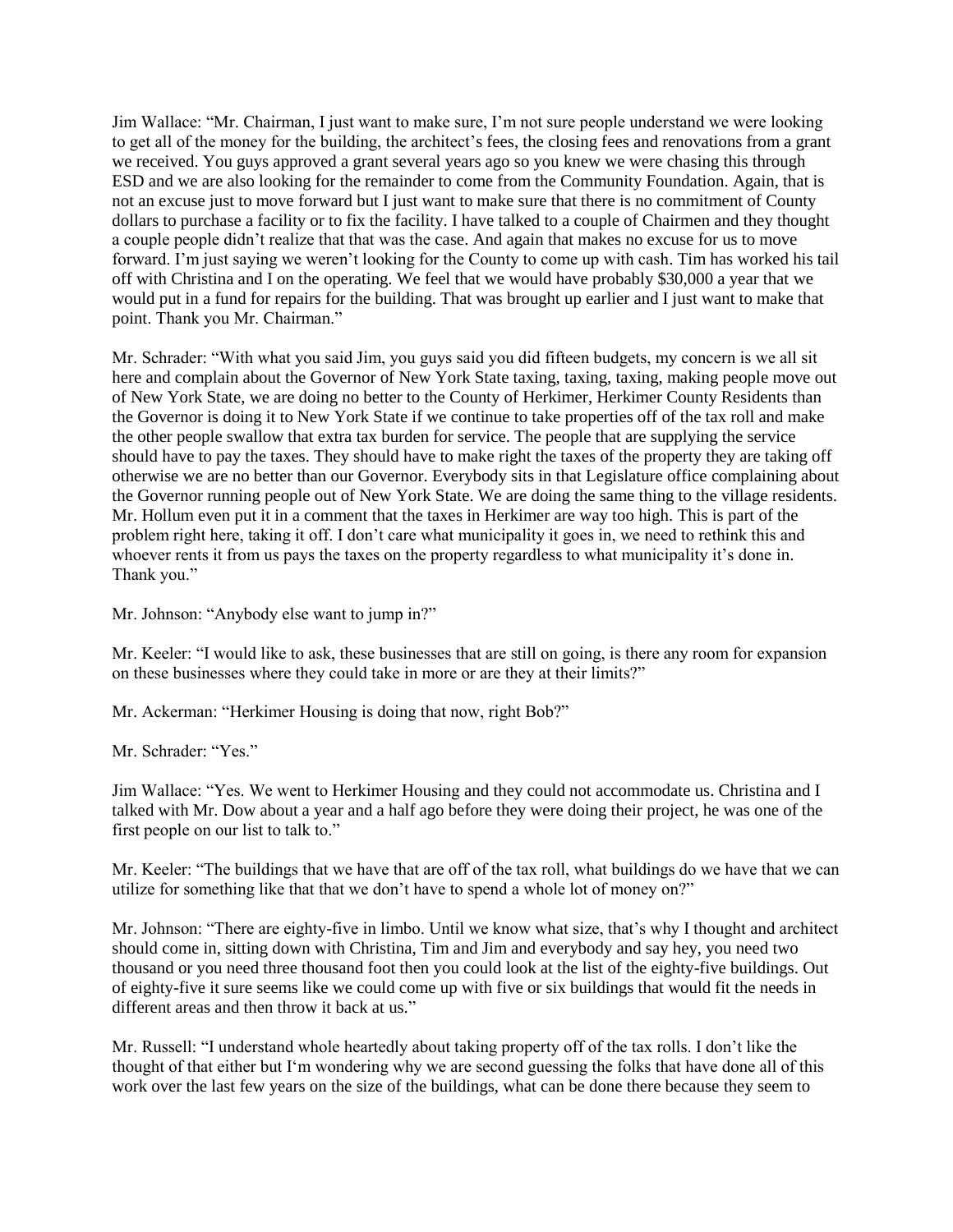Jim Wallace: "Mr. Chairman, I just want to make sure, I'm not sure people understand we were looking to get all of the money for the building, the architect's fees, the closing fees and renovations from a grant we received. You guys approved a grant several years ago so you knew we were chasing this through ESD and we are also looking for the remainder to come from the Community Foundation. Again, that is not an excuse just to move forward but I just want to make sure that there is no commitment of County dollars to purchase a facility or to fix the facility. I have talked to a couple of Chairmen and they thought a couple people didn't realize that that was the case. And again that makes no excuse for us to move forward. I'm just saying we weren't looking for the County to come up with cash. Tim has worked his tail off with Christina and I on the operating. We feel that we would have probably $30,000 a year that we would put in a fund for repairs for the building. That was brought up earlier and I just want to make that point. Thank you Mr. Chairman."

Mr. Schrader: "With what you said Jim, you guys said you did fifteen budgets, my concern is we all sit here and complain about the Governor of New York State taxing, taxing, taxing, making people move out of New York State, we are doing no better to the County of Herkimer, Herkimer County Residents than the Governor is doing it to New York State if we continue to take properties off of the tax roll and make the other people swallow that extra tax burden for service. The people that are supplying the service should have to pay the taxes. They should have to make right the taxes of the property they are taking off otherwise we are no better than our Governor. Everybody sits in that Legislature office complaining about the Governor running people out of New York State. We are doing the same thing to the village residents. Mr. Hollum even put it in a comment that the taxes in Herkimer are way too high. This is part of the problem right here, taking it off. I don't care what municipality it goes in, we need to rethink this and whoever rents it from us pays the taxes on the property regardless to what municipality it's done in. Thank you."

Mr. Johnson: "Anybody else want to jump in?"

Mr. Keeler: "I would like to ask, these businesses that are still on going, is there any room for expansion on these businesses where they could take in more or are they at their limits?"

Mr. Ackerman: "Herkimer Housing is doing that now, right Bob?"

Mr. Schrader: "Yes."

Jim Wallace: "Yes. We went to Herkimer Housing and they could not accommodate us. Christina and I talked with Mr. Dow about a year and a half ago before they were doing their project, he was one of the first people on our list to talk to."

Mr. Keeler: "The buildings that we have that are off of the tax roll, what buildings do we have that we can utilize for something like that that we don't have to spend a whole lot of money on?"

Mr. Johnson: "There are eighty-five in limbo. Until we know what size, that's why I thought and architect should come in, sitting down with Christina, Tim and Jim and everybody and say hey, you need two thousand or you need three thousand foot then you could look at the list of the eighty-five buildings. Out of eighty-five it sure seems like we could come up with five or six buildings that would fit the needs in different areas and then throw it back at us."

Mr. Russell: "I understand whole heartedly about taking property off of the tax rolls. I don't like the thought of that either but I'm wondering why we are second guessing the folks that have done all of this work over the last few years on the size of the buildings, what can be done there because they seem to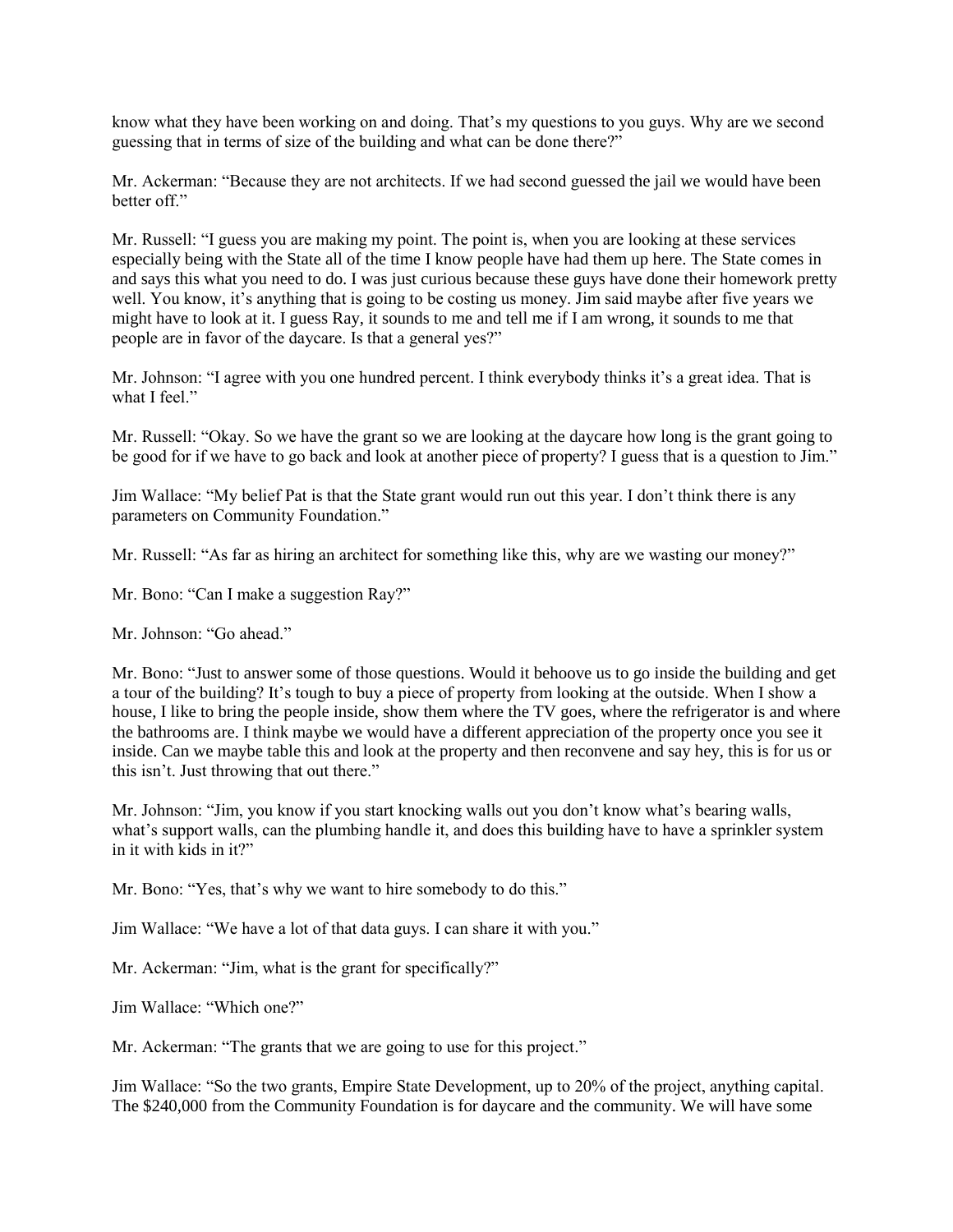know what they have been working on and doing. That's my questions to you guys. Why are we second guessing that in terms of size of the building and what can be done there?"

Mr. Ackerman: "Because they are not architects. If we had second guessed the jail we would have been better off."

Mr. Russell: "I guess you are making my point. The point is, when you are looking at these services especially being with the State all of the time I know people have had them up here. The State comes in and says this what you need to do. I was just curious because these guys have done their homework pretty well. You know, it's anything that is going to be costing us money. Jim said maybe after five years we might have to look at it. I guess Ray, it sounds to me and tell me if I am wrong, it sounds to me that people are in favor of the daycare. Is that a general yes?"

Mr. Johnson: "I agree with you one hundred percent. I think everybody thinks it's a great idea. That is what I feel."

Mr. Russell: "Okay. So we have the grant so we are looking at the daycare how long is the grant going to be good for if we have to go back and look at another piece of property? I guess that is a question to Jim."

Jim Wallace: "My belief Pat is that the State grant would run out this year. I don't think there is any parameters on Community Foundation."

Mr. Russell: "As far as hiring an architect for something like this, why are we wasting our money?"

Mr. Bono: "Can I make a suggestion Ray?"

Mr. Johnson: "Go ahead."

Mr. Bono: "Just to answer some of those questions. Would it behoove us to go inside the building and get a tour of the building? It's tough to buy a piece of property from looking at the outside. When I show a house, I like to bring the people inside, show them where the TV goes, where the refrigerator is and where the bathrooms are. I think maybe we would have a different appreciation of the property once you see it inside. Can we maybe table this and look at the property and then reconvene and say hey, this is for us or this isn't. Just throwing that out there."

Mr. Johnson: "Jim, you know if you start knocking walls out you don't know what's bearing walls, what's support walls, can the plumbing handle it, and does this building have to have a sprinkler system in it with kids in it?"

Mr. Bono: "Yes, that's why we want to hire somebody to do this."

Jim Wallace: "We have a lot of that data guys. I can share it with you."

Mr. Ackerman: "Jim, what is the grant for specifically?"

Jim Wallace: "Which one?"

Mr. Ackerman: "The grants that we are going to use for this project."

Jim Wallace: "So the two grants, Empire State Development, up to 20% of the project, anything capital. The $240,000 from the Community Foundation is for daycare and the community. We will have some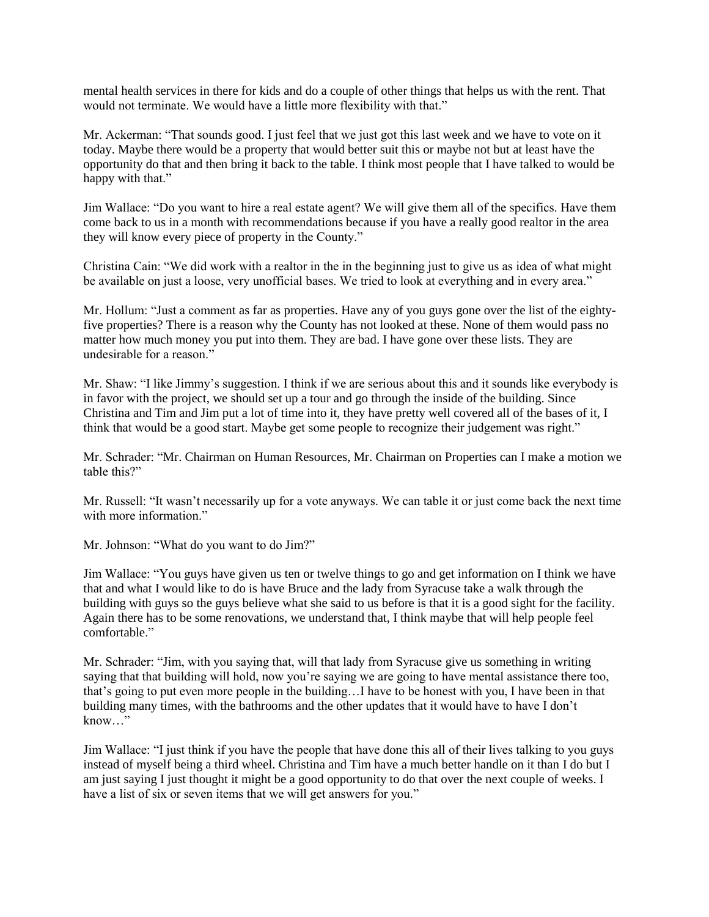mental health services in there for kids and do a couple of other things that helps us with the rent. That would not terminate. We would have a little more flexibility with that."

Mr. Ackerman: "That sounds good. I just feel that we just got this last week and we have to vote on it today. Maybe there would be a property that would better suit this or maybe not but at least have the opportunity do that and then bring it back to the table. I think most people that I have talked to would be happy with that."

Jim Wallace: "Do you want to hire a real estate agent? We will give them all of the specifics. Have them come back to us in a month with recommendations because if you have a really good realtor in the area they will know every piece of property in the County."

Christina Cain: "We did work with a realtor in the in the beginning just to give us as idea of what might be available on just a loose, very unofficial bases. We tried to look at everything and in every area."

Mr. Hollum: "Just a comment as far as properties. Have any of you guys gone over the list of the eighty-five properties? There is a reason why the County has not looked at these. None of them would pass no matter how much money you put into them. They are bad. I have gone over these lists. They are undesirable for a reason."

Mr. Shaw: "I like Jimmy's suggestion. I think if we are serious about this and it sounds like everybody is in favor with the project, we should set up a tour and go through the inside of the building. Since Christina and Tim and Jim put a lot of time into it, they have pretty well covered all of the bases of it, I think that would be a good start. Maybe get some people to recognize their judgement was right."

Mr. Schrader: "Mr. Chairman on Human Resources, Mr. Chairman on Properties can I make a motion we table this?"

Mr. Russell: "It wasn't necessarily up for a vote anyways. We can table it or just come back the next time with more information."

Mr. Johnson: "What do you want to do Jim?"

Jim Wallace: "You guys have given us ten or twelve things to go and get information on I think we have that and what I would like to do is have Bruce and the lady from Syracuse take a walk through the building with guys so the guys believe what she said to us before is that it is a good sight for the facility. Again there has to be some renovations, we understand that, I think maybe that will help people feel comfortable."

Mr. Schrader: "Jim, with you saying that, will that lady from Syracuse give us something in writing saying that that building will hold, now you're saying we are going to have mental assistance there too, that's going to put even more people in the building…I have to be honest with you, I have been in that building many times, with the bathrooms and the other updates that it would have to have I don't know…"

Jim Wallace: "I just think if you have the people that have done this all of their lives talking to you guys instead of myself being a third wheel. Christina and Tim have a much better handle on it than I do but I am just saying I just thought it might be a good opportunity to do that over the next couple of weeks. I have a list of six or seven items that we will get answers for you."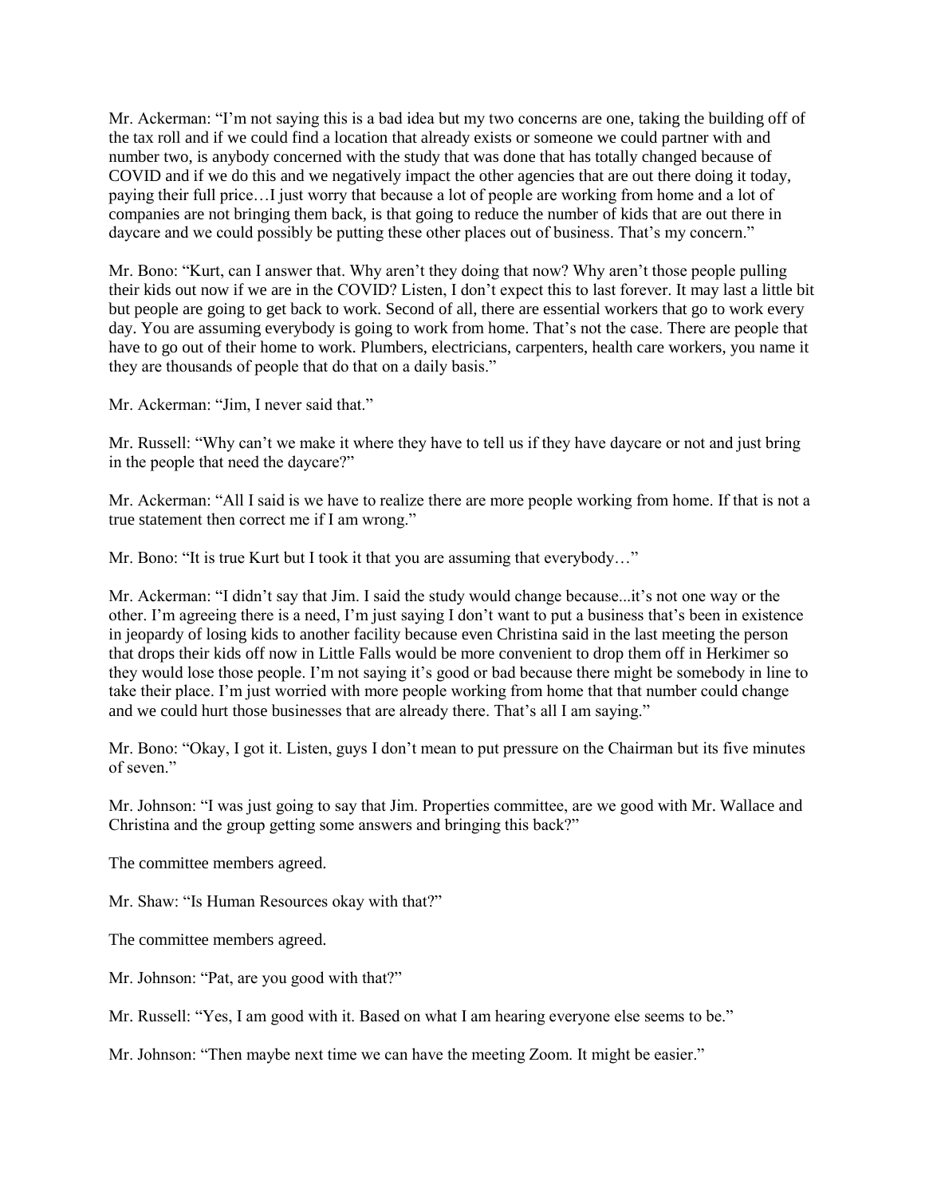Mr. Ackerman: "I'm not saying this is a bad idea but my two concerns are one, taking the building off of the tax roll and if we could find a location that already exists or someone we could partner with and number two, is anybody concerned with the study that was done that has totally changed because of COVID and if we do this and we negatively impact the other agencies that are out there doing it today, paying their full price…I just worry that because a lot of people are working from home and a lot of companies are not bringing them back, is that going to reduce the number of kids that are out there in daycare and we could possibly be putting these other places out of business. That's my concern."

Mr. Bono: "Kurt, can I answer that. Why aren't they doing that now? Why aren't those people pulling their kids out now if we are in the COVID? Listen, I don't expect this to last forever. It may last a little bit but people are going to get back to work. Second of all, there are essential workers that go to work every day. You are assuming everybody is going to work from home. That's not the case. There are people that have to go out of their home to work. Plumbers, electricians, carpenters, health care workers, you name it they are thousands of people that do that on a daily basis."

Mr. Ackerman: "Jim, I never said that."

Mr. Russell: "Why can't we make it where they have to tell us if they have daycare or not and just bring in the people that need the daycare?"

Mr. Ackerman: "All I said is we have to realize there are more people working from home. If that is not a true statement then correct me if I am wrong."

Mr. Bono: "It is true Kurt but I took it that you are assuming that everybody…"

Mr. Ackerman: "I didn't say that Jim. I said the study would change because...it's not one way or the other. I'm agreeing there is a need, I'm just saying I don't want to put a business that's been in existence in jeopardy of losing kids to another facility because even Christina said in the last meeting the person that drops their kids off now in Little Falls would be more convenient to drop them off in Herkimer so they would lose those people. I'm not saying it's good or bad because there might be somebody in line to take their place. I'm just worried with more people working from home that that number could change and we could hurt those businesses that are already there. That's all I am saying."

Mr. Bono: "Okay, I got it. Listen, guys I don't mean to put pressure on the Chairman but its five minutes of seven."

Mr. Johnson: "I was just going to say that Jim. Properties committee, are we good with Mr. Wallace and Christina and the group getting some answers and bringing this back?"

The committee members agreed.

Mr. Shaw: "Is Human Resources okay with that?"

The committee members agreed.

Mr. Johnson: "Pat, are you good with that?"

Mr. Russell: "Yes, I am good with it. Based on what I am hearing everyone else seems to be."

Mr. Johnson: "Then maybe next time we can have the meeting Zoom. It might be easier."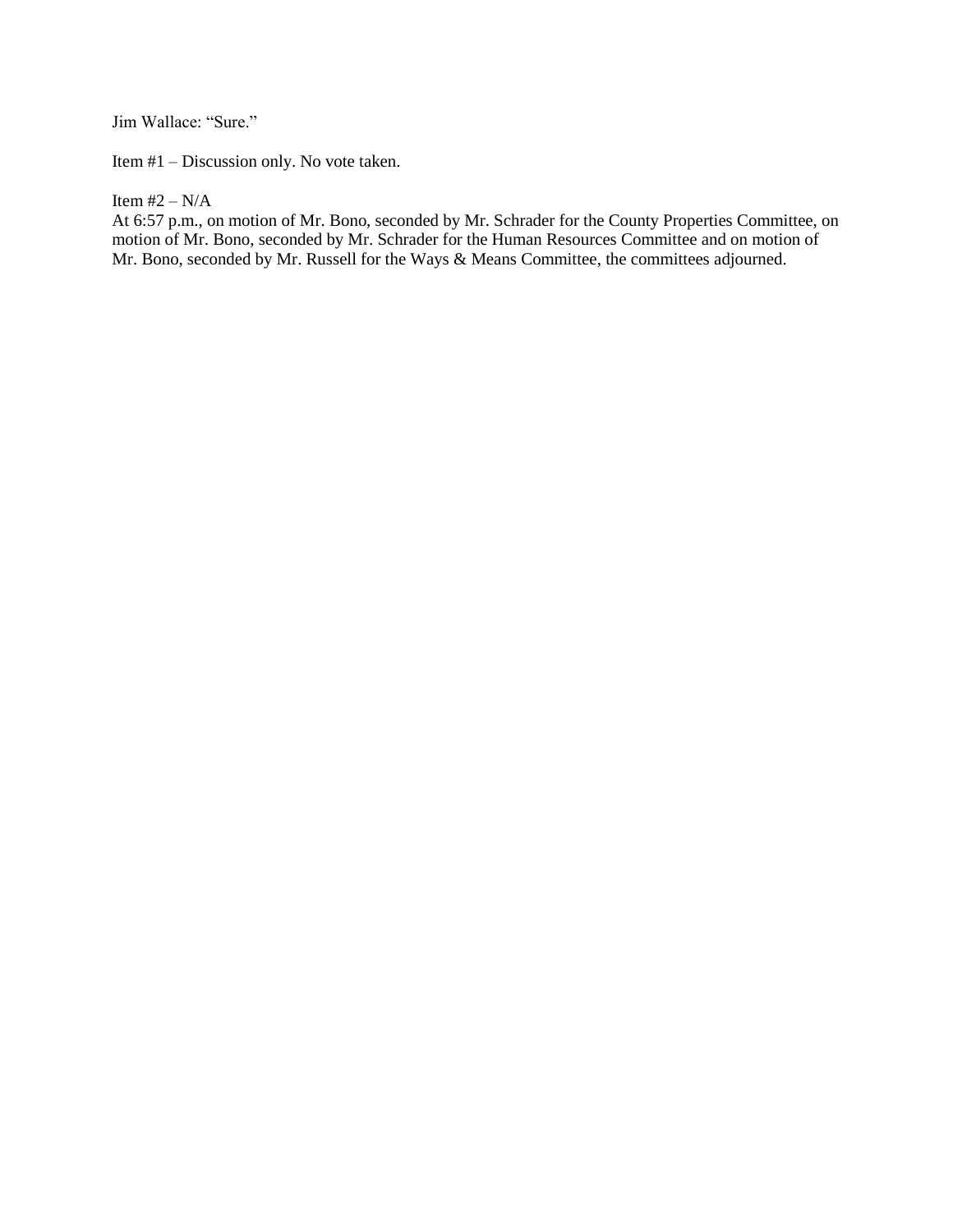Jim Wallace: “Sure.”

Item #1 – Discussion only. No vote taken.

Item #2 – N/A
At 6:57 p.m., on motion of Mr. Bono, seconded by Mr. Schrader for the County Properties Committee, on motion of Mr. Bono, seconded by Mr. Schrader for the Human Resources Committee and on motion of Mr. Bono, seconded by Mr. Russell for the Ways & Means Committee, the committees adjourned.